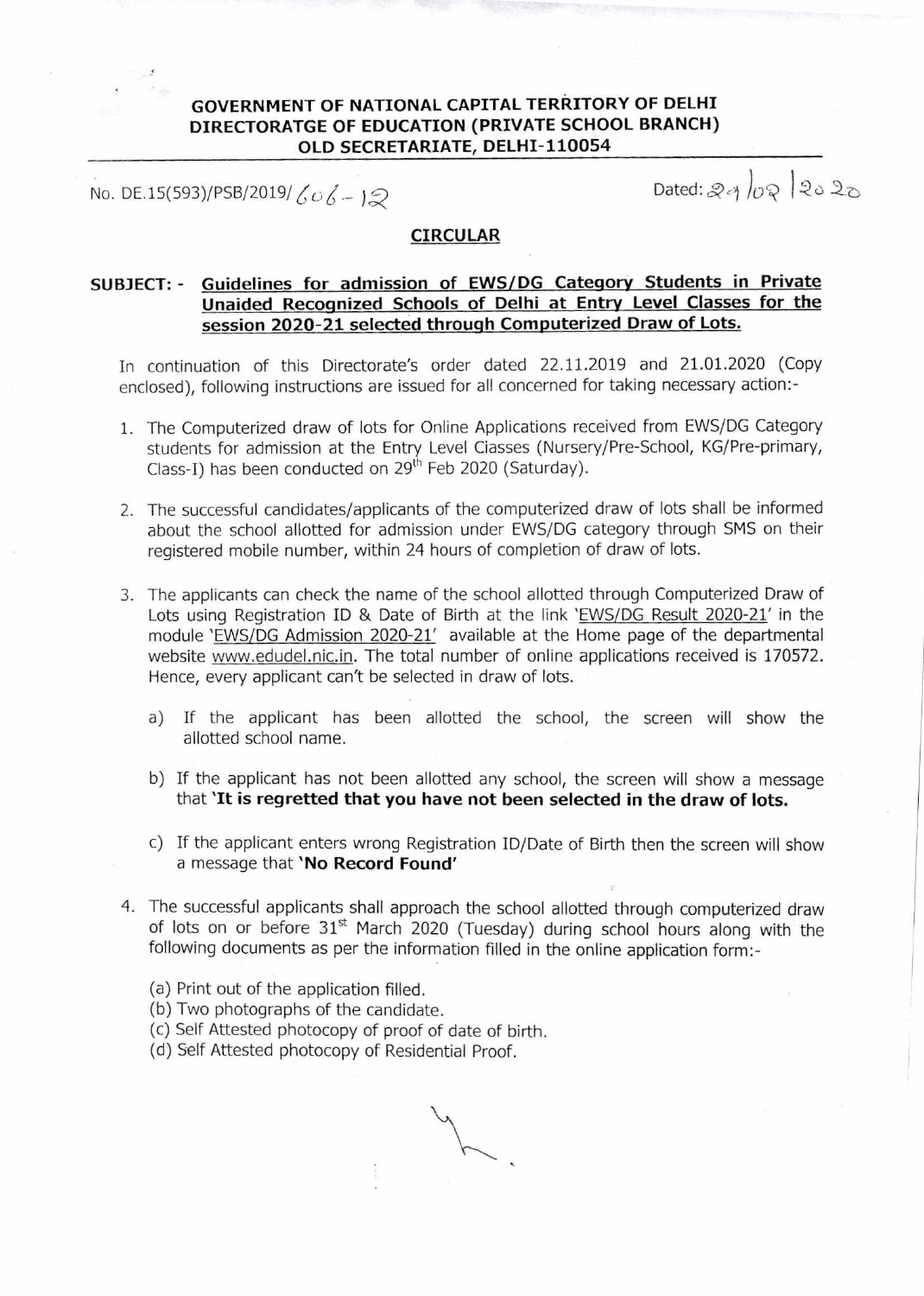**GOVERNMENT OF NATIONAL CAPITAL TERRITORY OF DELHI**
**DIRECTORATGE OF EDUCATION (PRIVATE SCHOOL BRANCH)**
**OLD SECRETARIATE, DELHI-110054**

No. DE.15(593)/PSB/2019/606-12

Dated: 29/02/2020

## CIRCULAR

**SUBJECT: - Guidelines for admission of EWS/DG Category Students in Private Unaided Recognized Schools of Delhi at Entry Level Classes for the session 2020-21 selected through Computerized Draw of Lots.**

In continuation of this Directorate's order dated 22.11.2019 and 21.01.2020 (Copy enclosed), following instructions are issued for all concerned for taking necessary action:-

1. The Computerized draw of lots for Online Applications received from EWS/DG Category students for admission at the Entry Level Classes (Nursery/Pre-School, KG/Pre-primary, Class-I) has been conducted on 29th Feb 2020 (Saturday).

2. The successful candidates/applicants of the computerized draw of lots shall be informed about the school allotted for admission under EWS/DG category through SMS on their registered mobile number, within 24 hours of completion of draw of lots.

3. The applicants can check the name of the school allotted through Computerized Draw of Lots using Registration ID & Date of Birth at the link 'EWS/DG Result 2020-21' in the module 'EWS/DG Admission 2020-21' available at the Home page of the departmental website www.edudel.nic.in. The total number of online applications received is 170572. Hence, every applicant can't be selected in draw of lots.

   a) If the applicant has been allotted the school, the screen will show the allotted school name.

   b) If the applicant has not been allotted any school, the screen will show a message that **'It is regretted that you have not been selected in the draw of lots.**

   c) If the applicant enters wrong Registration ID/Date of Birth then the screen will show a message that **'No Record Found'**

4. The successful applicants shall approach the school allotted through computerized draw of lots on or before 31st March 2020 (Tuesday) during school hours along with the following documents as per the information filled in the online application form:-

   (a) Print out of the application filled.
   (b) Two photographs of the candidate.
   (c) Self Attested photocopy of proof of date of birth.
   (d) Self Attested photocopy of Residential Proof.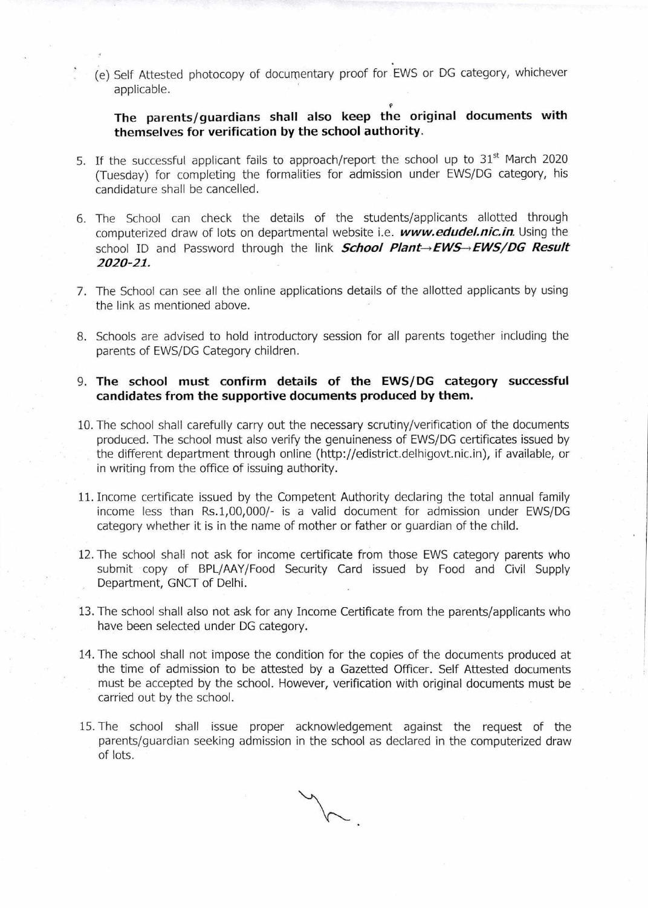(e) Self Attested photocopy of documentary proof for EWS or DG category, whichever applicable.

**The parents/guardians shall also keep the original documents with themselves for verification by the school authority.**

5. If the successful applicant fails to approach/report the school up to 31st March 2020 (Tuesday) for completing the formalities for admission under EWS/DG category, his candidature shall be cancelled.

6. The School can check the details of the students/applicants allotted through computerized draw of lots on departmental website i.e. ***www.edudel.nic.in***. Using the school ID and Password through the link ***School Plant→EWS→EWS/DG Result 2020-21.***

7. The School can see all the online applications details of the allotted applicants by using the link as mentioned above.

8. Schools are advised to hold introductory session for all parents together including the parents of EWS/DG Category children.

9. **The school must confirm details of the EWS/DG category successful candidates from the supportive documents produced by them.**

10. The school shall carefully carry out the necessary scrutiny/verification of the documents produced. The school must also verify the genuineness of EWS/DG certificates issued by the different department through online (http://edistrict.delhigovt.nic.in), if available, or in writing from the office of issuing authority.

11. Income certificate issued by the Competent Authority declaring the total annual family income less than Rs.1,00,000/- is a valid document for admission under EWS/DG category whether it is in the name of mother or father or guardian of the child.

12. The school shall not ask for income certificate from those EWS category parents who submit copy of BPL/AAY/Food Security Card issued by Food and Civil Supply Department, GNCT of Delhi.

13. The school shall also not ask for any Income Certificate from the parents/applicants who have been selected under DG category.

14. The school shall not impose the condition for the copies of the documents produced at the time of admission to be attested by a Gazetted Officer. Self Attested documents must be accepted by the school. However, verification with original documents must be carried out by the school.

15. The school shall issue proper acknowledgement against the request of the parents/guardian seeking admission in the school as declared in the computerized draw of lots.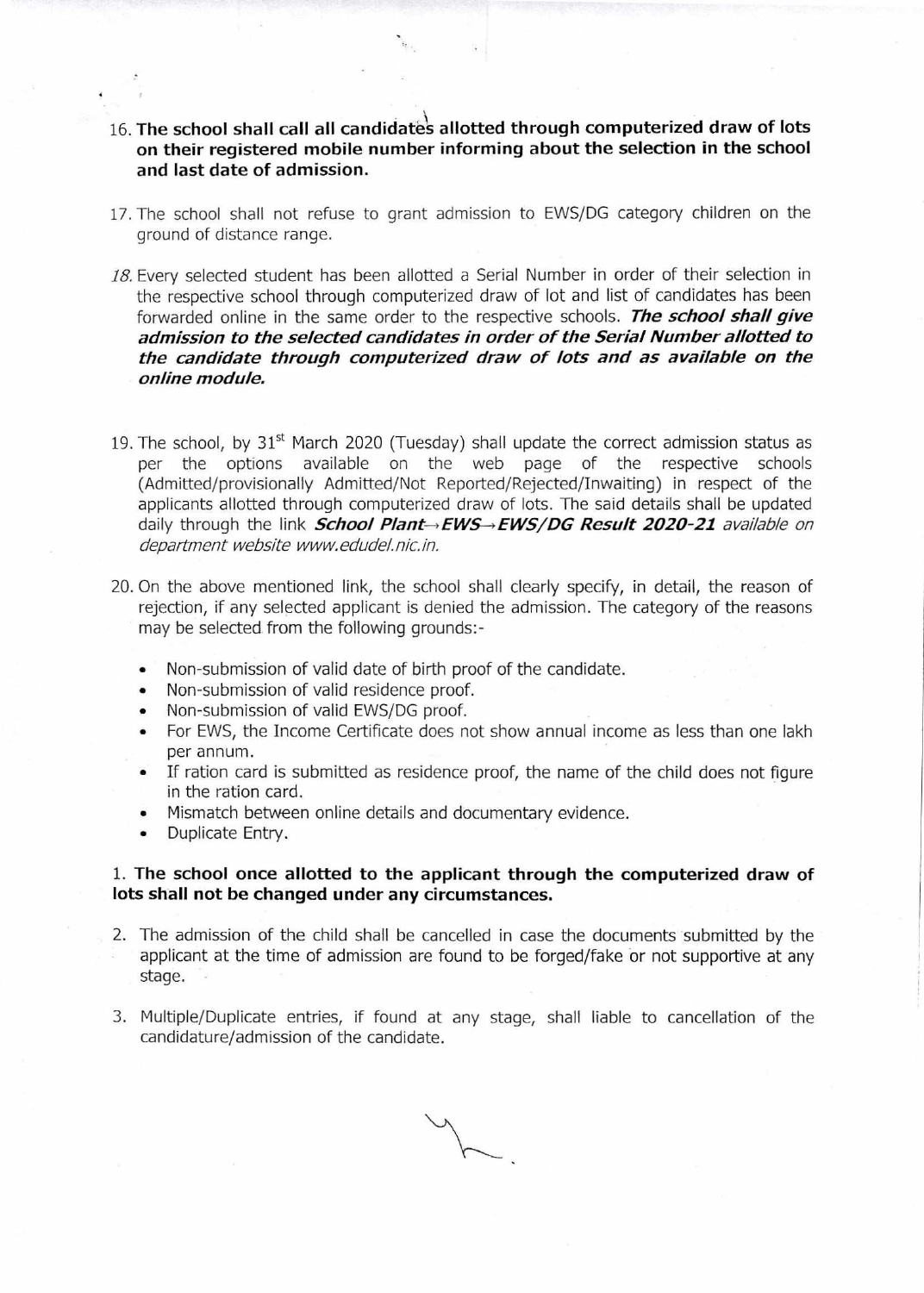16. **The school shall call all candidates allotted through computerized draw of lots on their registered mobile number informing about the selection in the school and last date of admission.**

17. The school shall not refuse to grant admission to EWS/DG category children on the ground of distance range.

18. Every selected student has been allotted a Serial Number in order of their selection in the respective school through computerized draw of lot and list of candidates has been forwarded online in the same order to the respective schools. ***The school shall give admission to the selected candidates in order of the Serial Number allotted to the candidate through computerized draw of lots and as available on the online module.***

19. The school, by 31st March 2020 (Tuesday) shall update the correct admission status as per the options available on the web page of the respective schools (Admitted/provisionally Admitted/Not Reported/Rejected/Inwaiting) in respect of the applicants allotted through computerized draw of lots. The said details shall be updated daily through the link ***School Plant→EWS→EWS/DG Result 2020-21*** *available on department website www.edudel.nic.in.*

20. On the above mentioned link, the school shall clearly specify, in detail, the reason of rejection, if any selected applicant is denied the admission. The category of the reasons may be selected from the following grounds:-

    - Non-submission of valid date of birth proof of the candidate.
    - Non-submission of valid residence proof.
    - Non-submission of valid EWS/DG proof.
    - For EWS, the Income Certificate does not show annual income as less than one lakh per annum.
    - If ration card is submitted as residence proof, the name of the child does not figure in the ration card.
    - Mismatch between online details and documentary evidence.
    - Duplicate Entry.

1. **The school once allotted to the applicant through the computerized draw of lots shall not be changed under any circumstances.**

2. The admission of the child shall be cancelled in case the documents submitted by the applicant at the time of admission are found to be forged/fake or not supportive at any stage.

3. Multiple/Duplicate entries, if found at any stage, shall liable to cancellation of the candidature/admission of the candidate.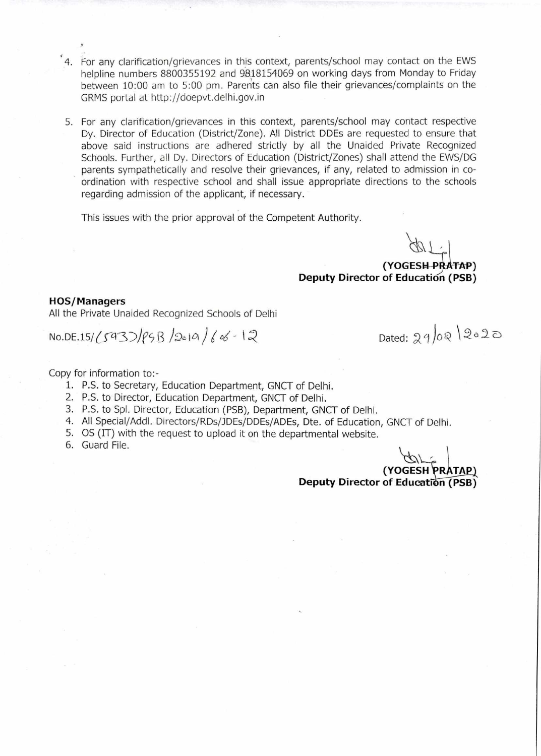4. For any clarification/grievances in this context, parents/school may contact on the EWS helpline numbers 8800355192 and 9818154069 on working days from Monday to Friday between 10:00 am to 5:00 pm. Parents can also file their grievances/complaints on the GRMS portal at http://doepvt.delhi.gov.in

5. For any clarification/grievances in this context, parents/school may contact respective Dy. Director of Education (District/Zone). All District DDEs are requested to ensure that above said instructions are adhered strictly by all the Unaided Private Recognized Schools. Further, all Dy. Directors of Education (District/Zones) shall attend the EWS/DG parents sympathetically and resolve their grievances, if any, related to admission in co-ordination with respective school and shall issue appropriate directions to the schools regarding admission of the applicant, if necessary.

This issues with the prior approval of the Competent Authority.

**(YOGESH PRATAP)**
**Deputy Director of Education (PSB)**

**HOS/Managers**
All the Private Unaided Recognized Schools of Delhi

No.DE.15/(5933)/PSB/2019/606-12

Dated: 29/02/2020

Copy for information to:-

1. P.S. to Secretary, Education Department, GNCT of Delhi.
2. P.S. to Director, Education Department, GNCT of Delhi.
3. P.S. to Spl. Director, Education (PSB), Department, GNCT of Delhi.
4. All Special/Addl. Directors/RDs/JDEs/DDEs/ADEs, Dte. of Education, GNCT of Delhi.
5. OS (IT) with the request to upload it on the departmental website.
6. Guard File.

**(YOGESH PRATAP)**
**Deputy Director of Education (PSB)**